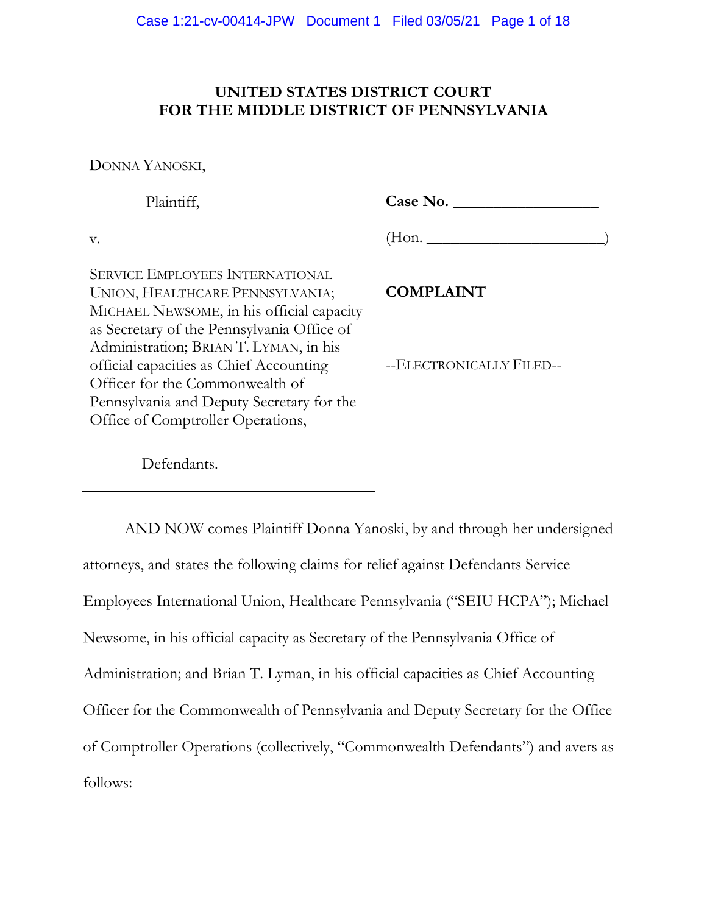# UNITED STATES DISTRICT COURT
# FOR THE MIDDLE DISTRICT OF PENNSYLVANIA

| | |
|---|---|
| DONNA YANOSKI,<br><br>Plaintiff,<br><br>v.<br><br>SERVICE EMPLOYEES INTERNATIONAL UNION, HEALTHCARE PENNSYLVANIA; MICHAEL NEWSOME, in his official capacity as Secretary of the Pennsylvania Office of Administration; BRIAN T. LYMAN, in his official capacities as Chief Accounting Officer for the Commonwealth of Pennsylvania and Deputy Secretary for the Office of Comptroller Operations,<br><br>Defendants. | **Case No. \_\_\_\_\_\_\_\_\_\_\_\_\_\_\_\_\_\_**<br><br>(Hon. \_\_\_\_\_\_\_\_\_\_\_\_\_\_\_\_\_\_\_\_\_\_\_)<br><br>**COMPLAINT**<br><br>--ELECTRONICALLY FILED-- |

AND NOW comes Plaintiff Donna Yanoski, by and through her undersigned attorneys, and states the following claims for relief against Defendants Service Employees International Union, Healthcare Pennsylvania ("SEIU HCPA"); Michael Newsome, in his official capacity as Secretary of the Pennsylvania Office of Administration; and Brian T. Lyman, in his official capacities as Chief Accounting Officer for the Commonwealth of Pennsylvania and Deputy Secretary for the Office of Comptroller Operations (collectively, "Commonwealth Defendants") and avers as follows: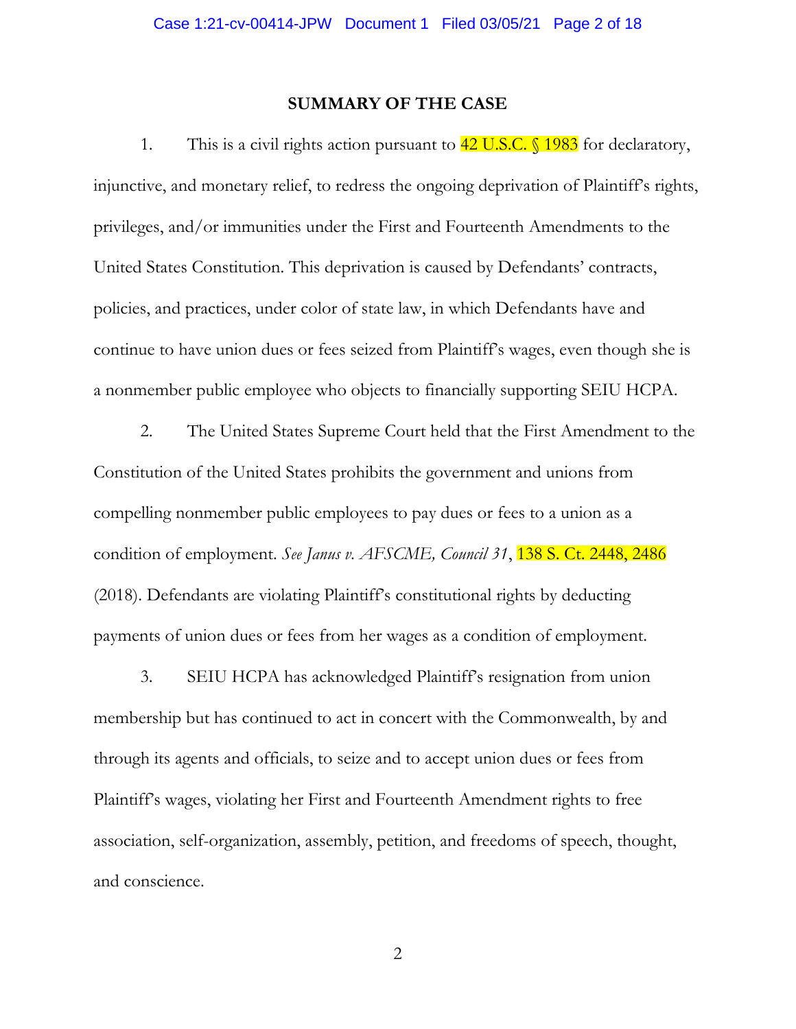## SUMMARY OF THE CASE

1. This is a civil rights action pursuant to 42 U.S.C. § 1983 for declaratory, injunctive, and monetary relief, to redress the ongoing deprivation of Plaintiff's rights, privileges, and/or immunities under the First and Fourteenth Amendments to the United States Constitution. This deprivation is caused by Defendants' contracts, policies, and practices, under color of state law, in which Defendants have and continue to have union dues or fees seized from Plaintiff's wages, even though she is a nonmember public employee who objects to financially supporting SEIU HCPA.

2. The United States Supreme Court held that the First Amendment to the Constitution of the United States prohibits the government and unions from compelling nonmember public employees to pay dues or fees to a union as a condition of employment. *See Janus v. AFSCME, Council 31*, 138 S. Ct. 2448, 2486 (2018). Defendants are violating Plaintiff's constitutional rights by deducting payments of union dues or fees from her wages as a condition of employment.

3. SEIU HCPA has acknowledged Plaintiff's resignation from union membership but has continued to act in concert with the Commonwealth, by and through its agents and officials, to seize and to accept union dues or fees from Plaintiff's wages, violating her First and Fourteenth Amendment rights to free association, self-organization, assembly, petition, and freedoms of speech, thought, and conscience.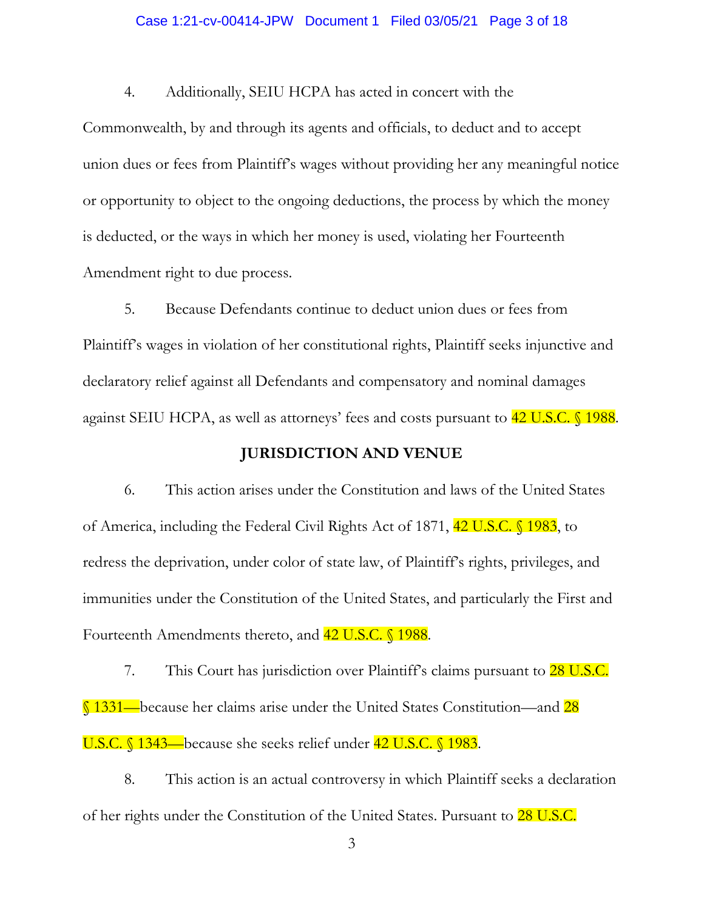4. Additionally, SEIU HCPA has acted in concert with the Commonwealth, by and through its agents and officials, to deduct and to accept union dues or fees from Plaintiff's wages without providing her any meaningful notice or opportunity to object to the ongoing deductions, the process by which the money is deducted, or the ways in which her money is used, violating her Fourteenth Amendment right to due process.

5. Because Defendants continue to deduct union dues or fees from Plaintiff's wages in violation of her constitutional rights, Plaintiff seeks injunctive and declaratory relief against all Defendants and compensatory and nominal damages against SEIU HCPA, as well as attorneys' fees and costs pursuant to 42 U.S.C. § 1988.

## JURISDICTION AND VENUE

6. This action arises under the Constitution and laws of the United States of America, including the Federal Civil Rights Act of 1871, 42 U.S.C. § 1983, to redress the deprivation, under color of state law, of Plaintiff's rights, privileges, and immunities under the Constitution of the United States, and particularly the First and Fourteenth Amendments thereto, and 42 U.S.C. § 1988.

7. This Court has jurisdiction over Plaintiff's claims pursuant to 28 U.S.C. § 1331—because her claims arise under the United States Constitution—and 28 U.S.C. § 1343—because she seeks relief under 42 U.S.C. § 1983.

8. This action is an actual controversy in which Plaintiff seeks a declaration of her rights under the Constitution of the United States. Pursuant to 28 U.S.C.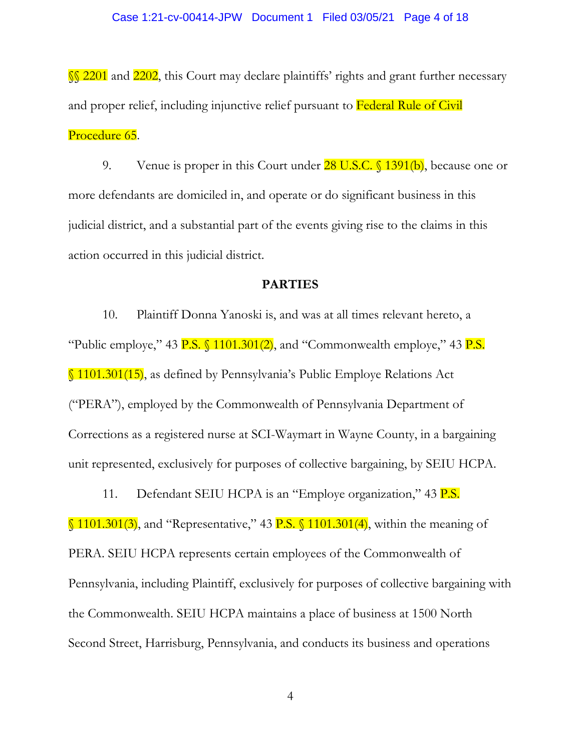§§ 2201 and 2202, this Court may declare plaintiffs' rights and grant further necessary and proper relief, including injunctive relief pursuant to Federal Rule of Civil Procedure 65.

9. Venue is proper in this Court under 28 U.S.C. § 1391(b), because one or more defendants are domiciled in, and operate or do significant business in this judicial district, and a substantial part of the events giving rise to the claims in this action occurred in this judicial district.

## PARTIES

10. Plaintiff Donna Yanoski is, and was at all times relevant hereto, a "Public employe," 43 P.S. § 1101.301(2), and "Commonwealth employe," 43 P.S. § 1101.301(15), as defined by Pennsylvania's Public Employe Relations Act ("PERA"), employed by the Commonwealth of Pennsylvania Department of Corrections as a registered nurse at SCI-Waymart in Wayne County, in a bargaining unit represented, exclusively for purposes of collective bargaining, by SEIU HCPA.

11. Defendant SEIU HCPA is an "Employe organization," 43 P.S. § 1101.301(3), and "Representative," 43 P.S. § 1101.301(4), within the meaning of PERA. SEIU HCPA represents certain employees of the Commonwealth of Pennsylvania, including Plaintiff, exclusively for purposes of collective bargaining with the Commonwealth. SEIU HCPA maintains a place of business at 1500 North Second Street, Harrisburg, Pennsylvania, and conducts its business and operations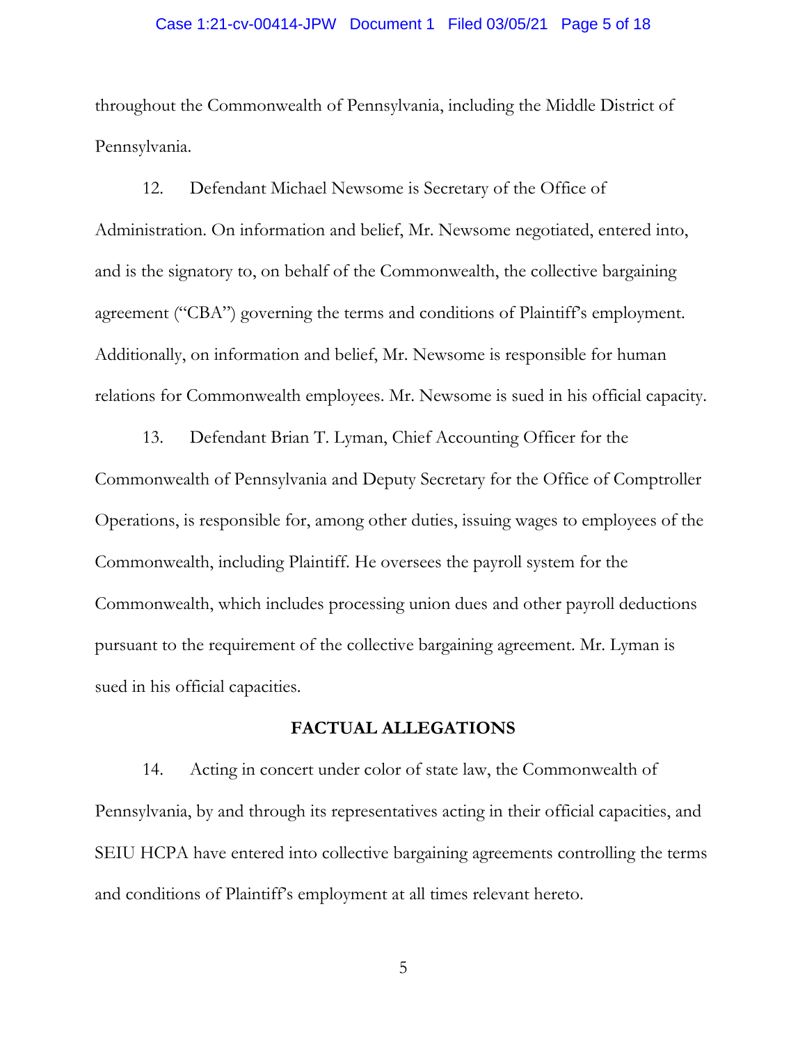throughout the Commonwealth of Pennsylvania, including the Middle District of Pennsylvania.

12. Defendant Michael Newsome is Secretary of the Office of Administration. On information and belief, Mr. Newsome negotiated, entered into, and is the signatory to, on behalf of the Commonwealth, the collective bargaining agreement ("CBA") governing the terms and conditions of Plaintiff's employment. Additionally, on information and belief, Mr. Newsome is responsible for human relations for Commonwealth employees. Mr. Newsome is sued in his official capacity.

13. Defendant Brian T. Lyman, Chief Accounting Officer for the Commonwealth of Pennsylvania and Deputy Secretary for the Office of Comptroller Operations, is responsible for, among other duties, issuing wages to employees of the Commonwealth, including Plaintiff. He oversees the payroll system for the Commonwealth, which includes processing union dues and other payroll deductions pursuant to the requirement of the collective bargaining agreement. Mr. Lyman is sued in his official capacities.

## FACTUAL ALLEGATIONS

14. Acting in concert under color of state law, the Commonwealth of Pennsylvania, by and through its representatives acting in their official capacities, and SEIU HCPA have entered into collective bargaining agreements controlling the terms and conditions of Plaintiff's employment at all times relevant hereto.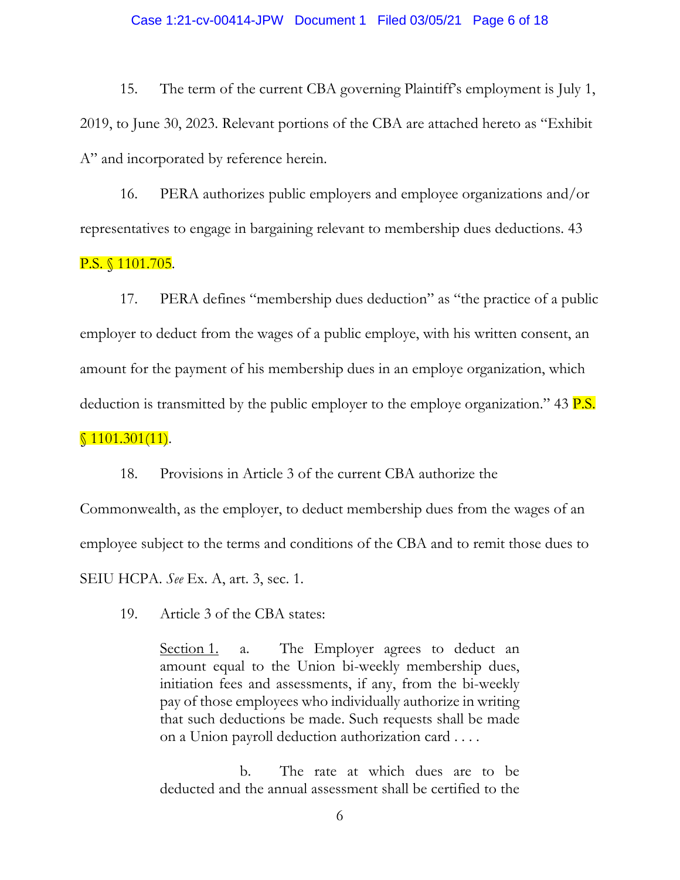15. The term of the current CBA governing Plaintiff's employment is July 1, 2019, to June 30, 2023. Relevant portions of the CBA are attached hereto as "Exhibit A" and incorporated by reference herein.

16. PERA authorizes public employers and employee organizations and/or representatives to engage in bargaining relevant to membership dues deductions. 43 P.S. § 1101.705.

17. PERA defines "membership dues deduction" as "the practice of a public employer to deduct from the wages of a public employe, with his written consent, an amount for the payment of his membership dues in an employe organization, which deduction is transmitted by the public employer to the employe organization." 43 P.S. § 1101.301(11).

18. Provisions in Article 3 of the current CBA authorize the Commonwealth, as the employer, to deduct membership dues from the wages of an employee subject to the terms and conditions of the CBA and to remit those dues to SEIU HCPA. *See* Ex. A, art. 3, sec. 1.

19. Article 3 of the CBA states:

> Section 1. a. The Employer agrees to deduct an amount equal to the Union bi-weekly membership dues, initiation fees and assessments, if any, from the bi-weekly pay of those employees who individually authorize in writing that such deductions be made. Such requests shall be made on a Union payroll deduction authorization card . . . .
>
> b. The rate at which dues are to be deducted and the annual assessment shall be certified to the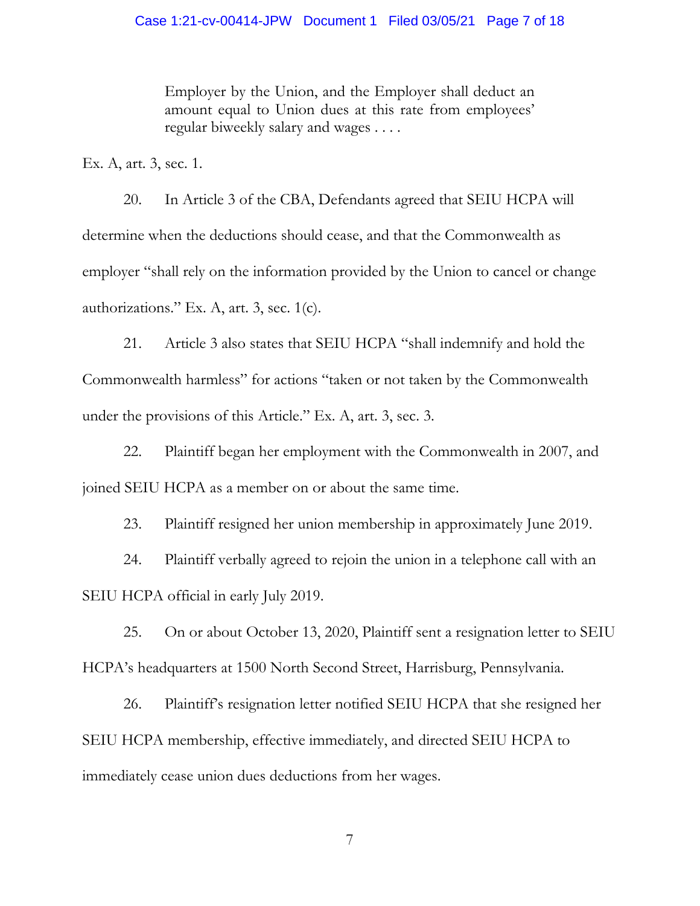> Employer by the Union, and the Employer shall deduct an amount equal to Union dues at this rate from employees' regular biweekly salary and wages . . . .

Ex. A, art. 3, sec. 1.

20. In Article 3 of the CBA, Defendants agreed that SEIU HCPA will determine when the deductions should cease, and that the Commonwealth as employer "shall rely on the information provided by the Union to cancel or change authorizations." Ex. A, art. 3, sec. 1(c).

21. Article 3 also states that SEIU HCPA "shall indemnify and hold the Commonwealth harmless" for actions "taken or not taken by the Commonwealth under the provisions of this Article." Ex. A, art. 3, sec. 3.

22. Plaintiff began her employment with the Commonwealth in 2007, and joined SEIU HCPA as a member on or about the same time.

23. Plaintiff resigned her union membership in approximately June 2019.

24. Plaintiff verbally agreed to rejoin the union in a telephone call with an SEIU HCPA official in early July 2019.

25. On or about October 13, 2020, Plaintiff sent a resignation letter to SEIU HCPA's headquarters at 1500 North Second Street, Harrisburg, Pennsylvania.

26. Plaintiff's resignation letter notified SEIU HCPA that she resigned her SEIU HCPA membership, effective immediately, and directed SEIU HCPA to immediately cease union dues deductions from her wages.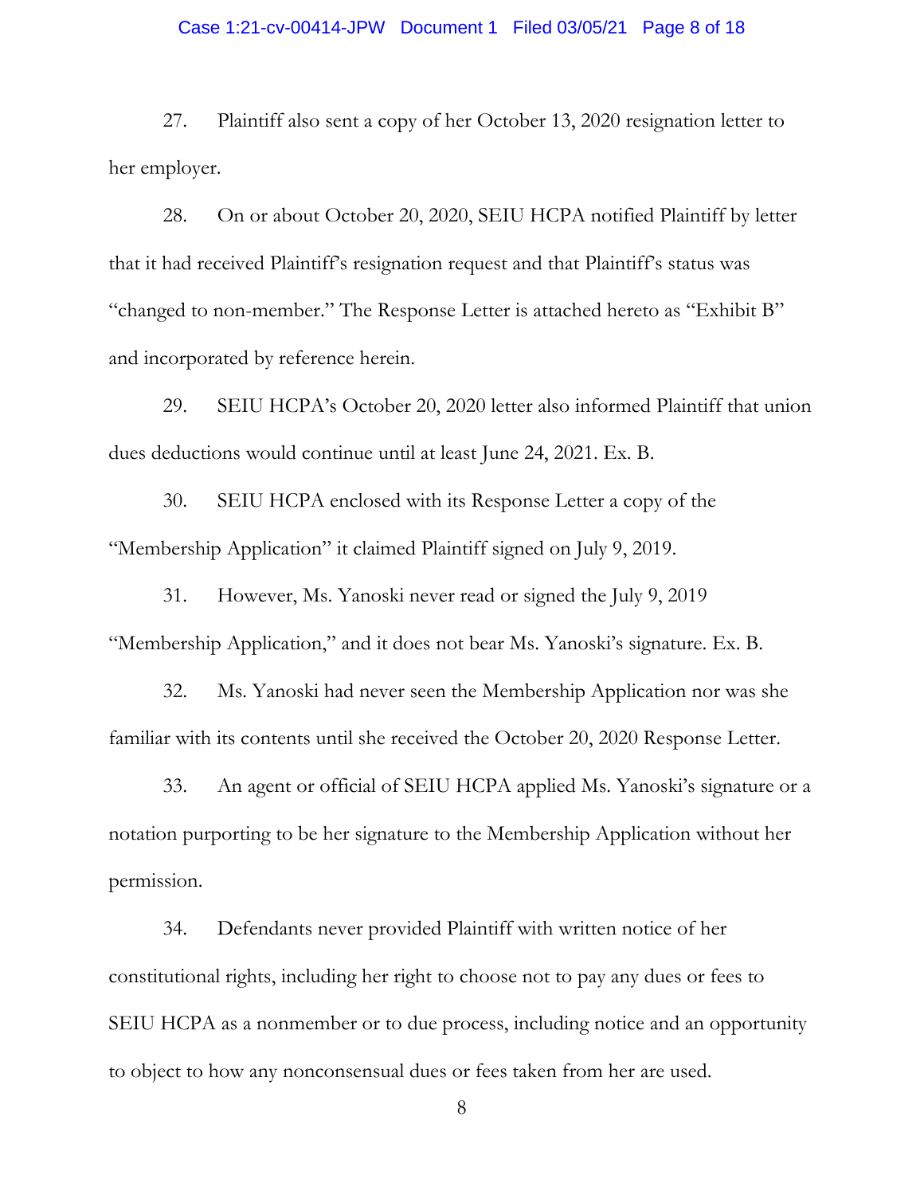27. Plaintiff also sent a copy of her October 13, 2020 resignation letter to her employer.

28. On or about October 20, 2020, SEIU HCPA notified Plaintiff by letter that it had received Plaintiff's resignation request and that Plaintiff's status was "changed to non-member." The Response Letter is attached hereto as "Exhibit B" and incorporated by reference herein.

29. SEIU HCPA's October 20, 2020 letter also informed Plaintiff that union dues deductions would continue until at least June 24, 2021. Ex. B.

30. SEIU HCPA enclosed with its Response Letter a copy of the "Membership Application" it claimed Plaintiff signed on July 9, 2019.

31. However, Ms. Yanoski never read or signed the July 9, 2019 "Membership Application," and it does not bear Ms. Yanoski's signature. Ex. B.

32. Ms. Yanoski had never seen the Membership Application nor was she familiar with its contents until she received the October 20, 2020 Response Letter.

33. An agent or official of SEIU HCPA applied Ms. Yanoski's signature or a notation purporting to be her signature to the Membership Application without her permission.

34. Defendants never provided Plaintiff with written notice of her constitutional rights, including her right to choose not to pay any dues or fees to SEIU HCPA as a nonmember or to due process, including notice and an opportunity to object to how any nonconsensual dues or fees taken from her are used.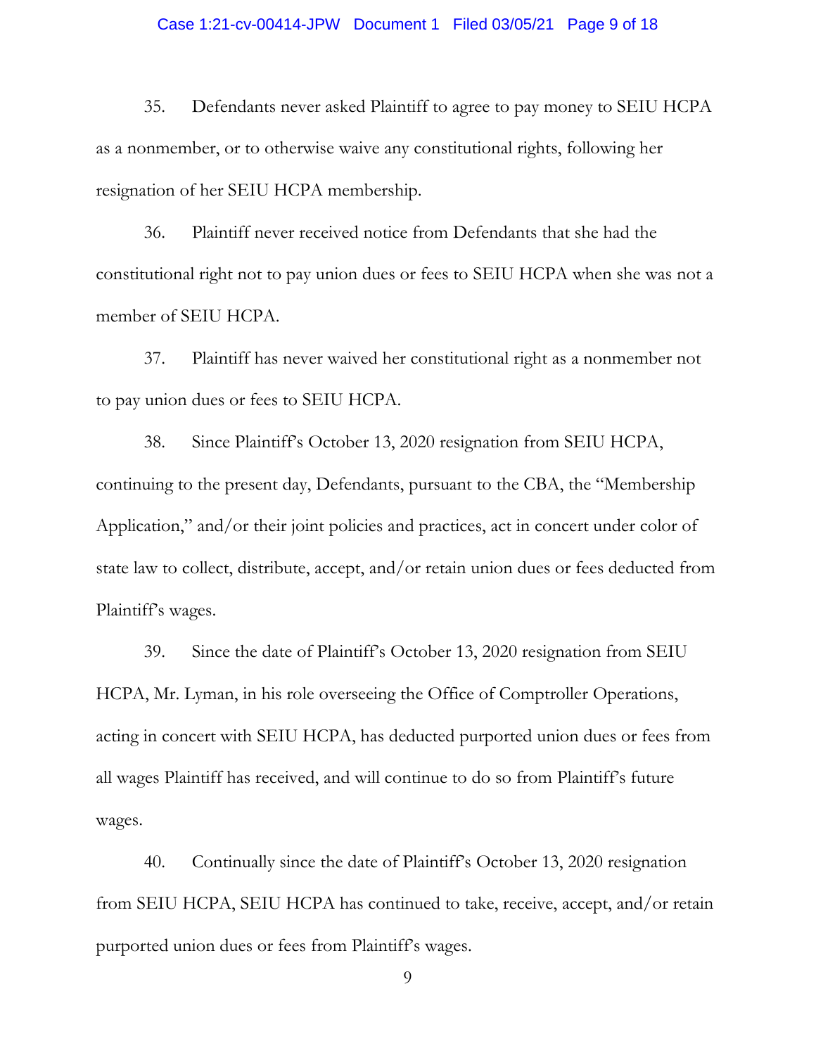35. Defendants never asked Plaintiff to agree to pay money to SEIU HCPA as a nonmember, or to otherwise waive any constitutional rights, following her resignation of her SEIU HCPA membership.

36. Plaintiff never received notice from Defendants that she had the constitutional right not to pay union dues or fees to SEIU HCPA when she was not a member of SEIU HCPA.

37. Plaintiff has never waived her constitutional right as a nonmember not to pay union dues or fees to SEIU HCPA.

38. Since Plaintiff's October 13, 2020 resignation from SEIU HCPA, continuing to the present day, Defendants, pursuant to the CBA, the "Membership Application," and/or their joint policies and practices, act in concert under color of state law to collect, distribute, accept, and/or retain union dues or fees deducted from Plaintiff's wages.

39. Since the date of Plaintiff's October 13, 2020 resignation from SEIU HCPA, Mr. Lyman, in his role overseeing the Office of Comptroller Operations, acting in concert with SEIU HCPA, has deducted purported union dues or fees from all wages Plaintiff has received, and will continue to do so from Plaintiff's future wages.

40. Continually since the date of Plaintiff's October 13, 2020 resignation from SEIU HCPA, SEIU HCPA has continued to take, receive, accept, and/or retain purported union dues or fees from Plaintiff's wages.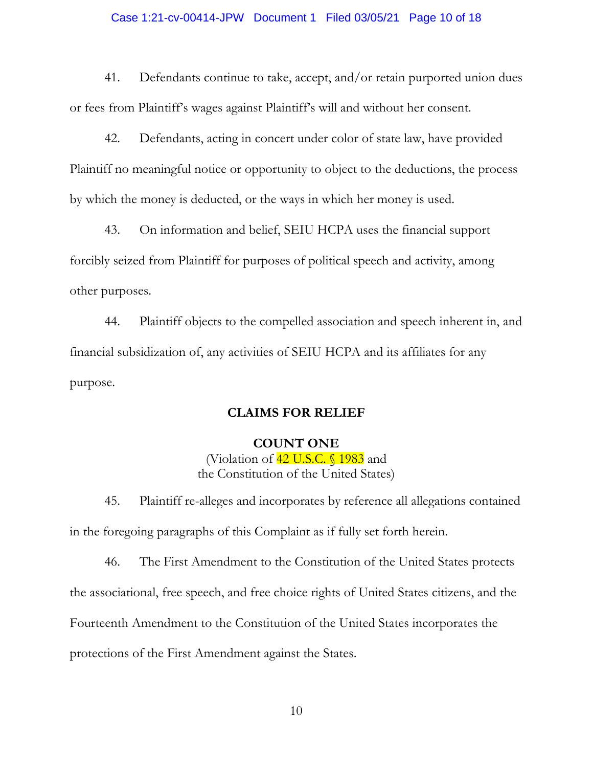41. Defendants continue to take, accept, and/or retain purported union dues or fees from Plaintiff's wages against Plaintiff's will and without her consent.

42. Defendants, acting in concert under color of state law, have provided Plaintiff no meaningful notice or opportunity to object to the deductions, the process by which the money is deducted, or the ways in which her money is used.

43. On information and belief, SEIU HCPA uses the financial support forcibly seized from Plaintiff for purposes of political speech and activity, among other purposes.

44. Plaintiff objects to the compelled association and speech inherent in, and financial subsidization of, any activities of SEIU HCPA and its affiliates for any purpose.

## CLAIMS FOR RELIEF

### COUNT ONE

(Violation of 42 U.S.C. § 1983 and the Constitution of the United States)

45. Plaintiff re-alleges and incorporates by reference all allegations contained in the foregoing paragraphs of this Complaint as if fully set forth herein.

46. The First Amendment to the Constitution of the United States protects the associational, free speech, and free choice rights of United States citizens, and the Fourteenth Amendment to the Constitution of the United States incorporates the protections of the First Amendment against the States.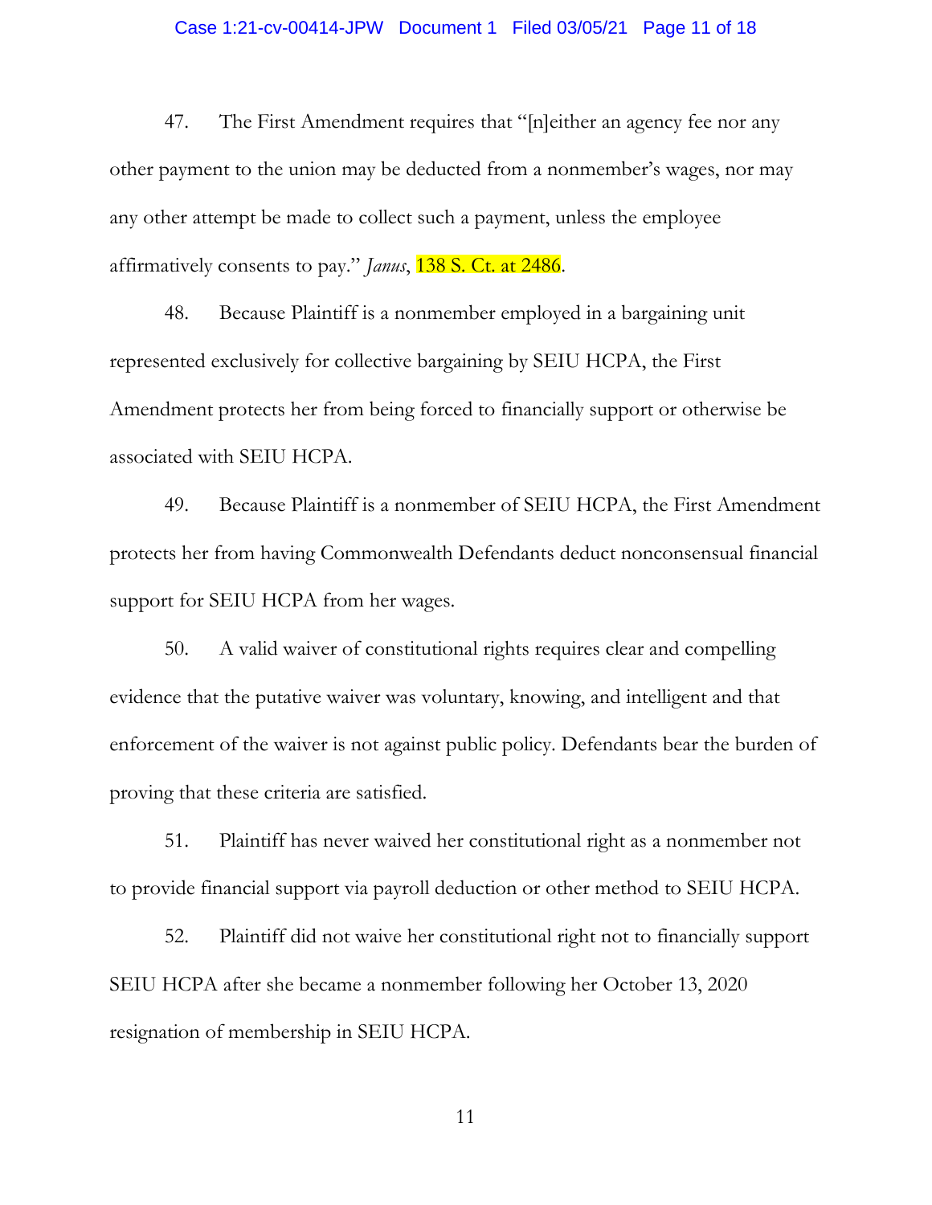47. The First Amendment requires that "[n]either an agency fee nor any other payment to the union may be deducted from a nonmember's wages, nor may any other attempt be made to collect such a payment, unless the employee affirmatively consents to pay." *Janus*, 138 S. Ct. at 2486.

48. Because Plaintiff is a nonmember employed in a bargaining unit represented exclusively for collective bargaining by SEIU HCPA, the First Amendment protects her from being forced to financially support or otherwise be associated with SEIU HCPA.

49. Because Plaintiff is a nonmember of SEIU HCPA, the First Amendment protects her from having Commonwealth Defendants deduct nonconsensual financial support for SEIU HCPA from her wages.

50. A valid waiver of constitutional rights requires clear and compelling evidence that the putative waiver was voluntary, knowing, and intelligent and that enforcement of the waiver is not against public policy. Defendants bear the burden of proving that these criteria are satisfied.

51. Plaintiff has never waived her constitutional right as a nonmember not to provide financial support via payroll deduction or other method to SEIU HCPA.

52. Plaintiff did not waive her constitutional right not to financially support SEIU HCPA after she became a nonmember following her October 13, 2020 resignation of membership in SEIU HCPA.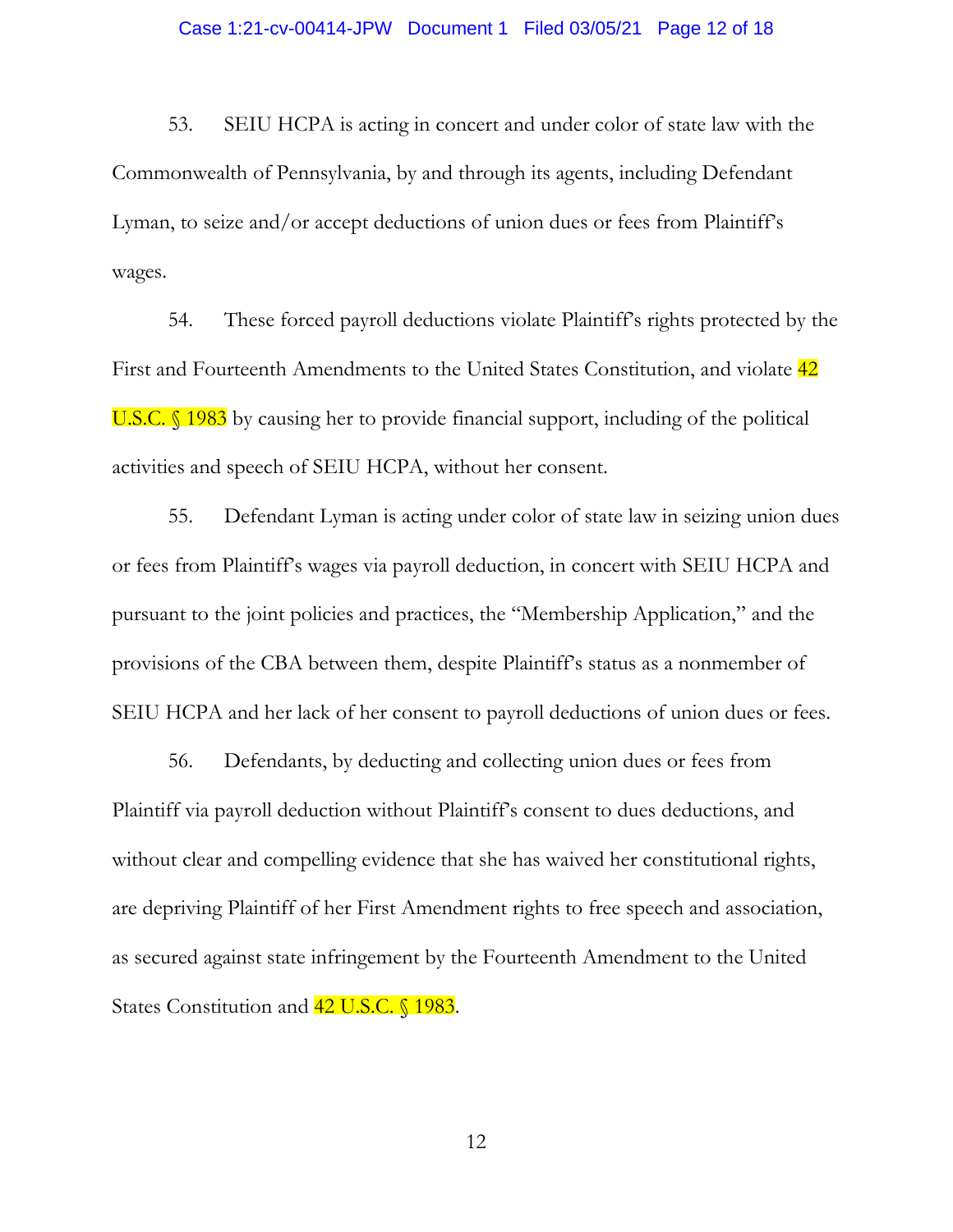53. SEIU HCPA is acting in concert and under color of state law with the Commonwealth of Pennsylvania, by and through its agents, including Defendant Lyman, to seize and/or accept deductions of union dues or fees from Plaintiff's wages.

54. These forced payroll deductions violate Plaintiff's rights protected by the First and Fourteenth Amendments to the United States Constitution, and violate 42 U.S.C. § 1983 by causing her to provide financial support, including of the political activities and speech of SEIU HCPA, without her consent.

55. Defendant Lyman is acting under color of state law in seizing union dues or fees from Plaintiff's wages via payroll deduction, in concert with SEIU HCPA and pursuant to the joint policies and practices, the "Membership Application," and the provisions of the CBA between them, despite Plaintiff's status as a nonmember of SEIU HCPA and her lack of her consent to payroll deductions of union dues or fees.

56. Defendants, by deducting and collecting union dues or fees from Plaintiff via payroll deduction without Plaintiff's consent to dues deductions, and without clear and compelling evidence that she has waived her constitutional rights, are depriving Plaintiff of her First Amendment rights to free speech and association, as secured against state infringement by the Fourteenth Amendment to the United States Constitution and 42 U.S.C. § 1983.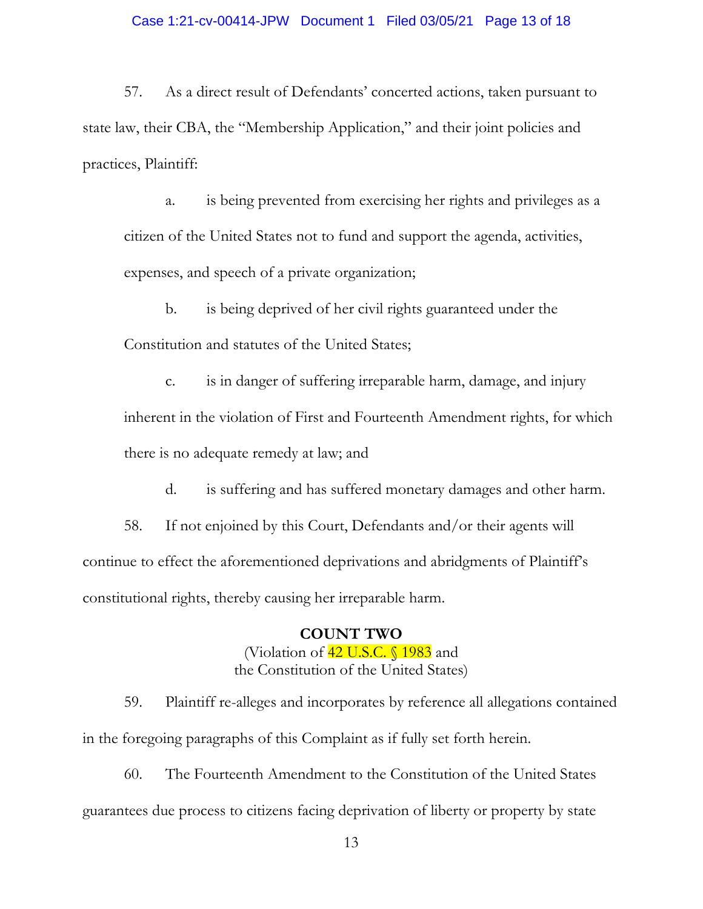57. As a direct result of Defendants' concerted actions, taken pursuant to state law, their CBA, the "Membership Application," and their joint policies and practices, Plaintiff:

a. is being prevented from exercising her rights and privileges as a citizen of the United States not to fund and support the agenda, activities, expenses, and speech of a private organization;

b. is being deprived of her civil rights guaranteed under the Constitution and statutes of the United States;

c. is in danger of suffering irreparable harm, damage, and injury inherent in the violation of First and Fourteenth Amendment rights, for which there is no adequate remedy at law; and

d. is suffering and has suffered monetary damages and other harm.

58. If not enjoined by this Court, Defendants and/or their agents will continue to effect the aforementioned deprivations and abridgments of Plaintiff's constitutional rights, thereby causing her irreparable harm.

**COUNT TWO**

(Violation of 42 U.S.C. § 1983 and the Constitution of the United States)

59. Plaintiff re-alleges and incorporates by reference all allegations contained in the foregoing paragraphs of this Complaint as if fully set forth herein.

60. The Fourteenth Amendment to the Constitution of the United States guarantees due process to citizens facing deprivation of liberty or property by state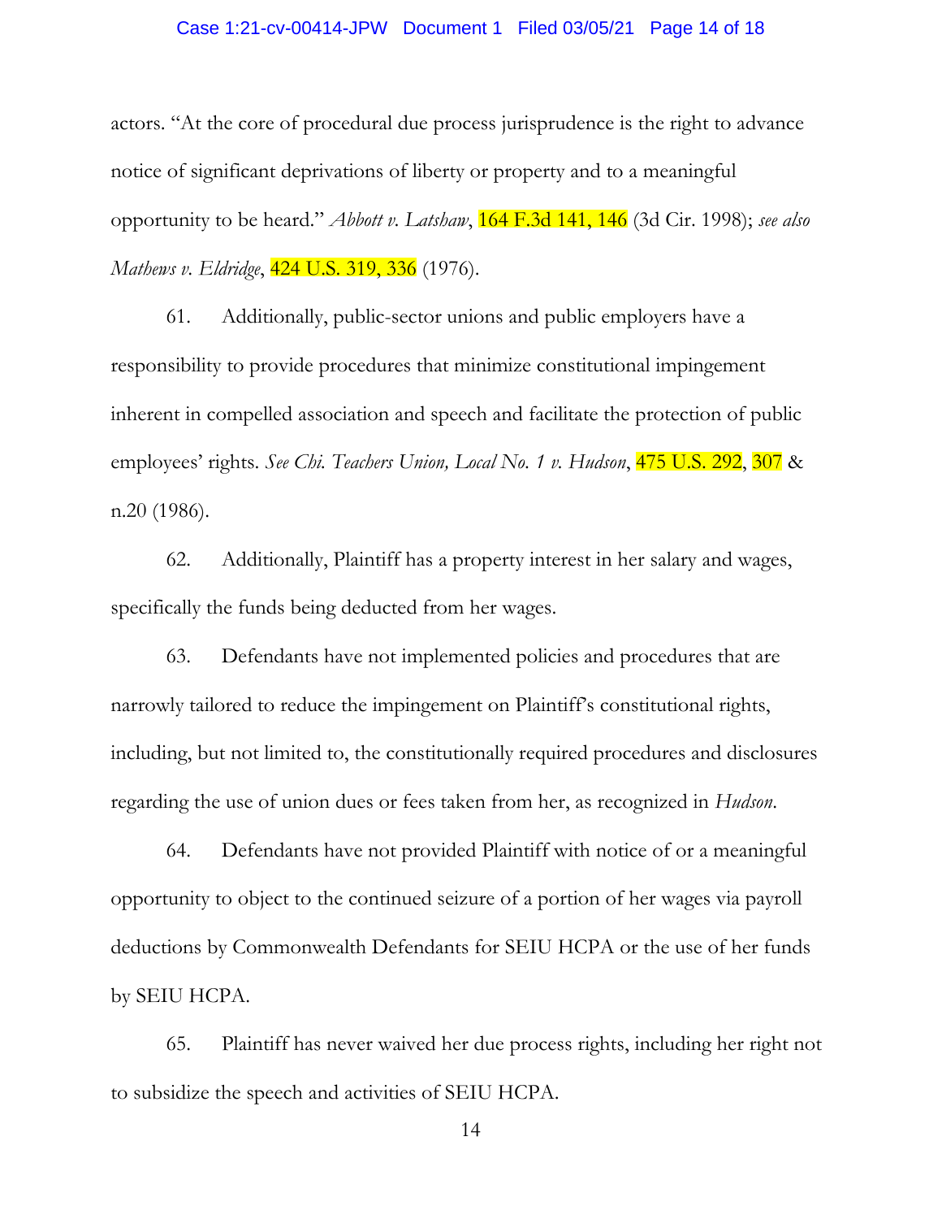actors. "At the core of procedural due process jurisprudence is the right to advance notice of significant deprivations of liberty or property and to a meaningful opportunity to be heard." *Abbott v. Latshaw*, 164 F.3d 141, 146 (3d Cir. 1998); *see also Mathews v. Eldridge*, 424 U.S. 319, 336 (1976).

61. Additionally, public-sector unions and public employers have a responsibility to provide procedures that minimize constitutional impingement inherent in compelled association and speech and facilitate the protection of public employees' rights. *See Chi. Teachers Union, Local No. 1 v. Hudson*, 475 U.S. 292, 307 & n.20 (1986).

62. Additionally, Plaintiff has a property interest in her salary and wages, specifically the funds being deducted from her wages.

63. Defendants have not implemented policies and procedures that are narrowly tailored to reduce the impingement on Plaintiff's constitutional rights, including, but not limited to, the constitutionally required procedures and disclosures regarding the use of union dues or fees taken from her, as recognized in *Hudson*.

64. Defendants have not provided Plaintiff with notice of or a meaningful opportunity to object to the continued seizure of a portion of her wages via payroll deductions by Commonwealth Defendants for SEIU HCPA or the use of her funds by SEIU HCPA.

65. Plaintiff has never waived her due process rights, including her right not to subsidize the speech and activities of SEIU HCPA.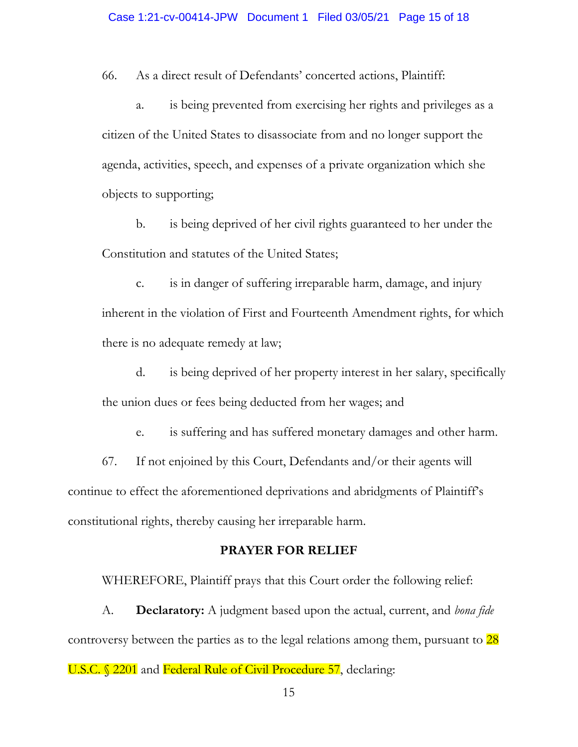66. As a direct result of Defendants' concerted actions, Plaintiff:

a. is being prevented from exercising her rights and privileges as a citizen of the United States to disassociate from and no longer support the agenda, activities, speech, and expenses of a private organization which she objects to supporting;

b. is being deprived of her civil rights guaranteed to her under the Constitution and statutes of the United States;

c. is in danger of suffering irreparable harm, damage, and injury inherent in the violation of First and Fourteenth Amendment rights, for which there is no adequate remedy at law;

d. is being deprived of her property interest in her salary, specifically the union dues or fees being deducted from her wages; and

e. is suffering and has suffered monetary damages and other harm.

67. If not enjoined by this Court, Defendants and/or their agents will continue to effect the aforementioned deprivations and abridgments of Plaintiff's constitutional rights, thereby causing her irreparable harm.

## PRAYER FOR RELIEF

WHEREFORE, Plaintiff prays that this Court order the following relief:

A. **Declaratory:** A judgment based upon the actual, current, and *bona fide* controversy between the parties as to the legal relations among them, pursuant to 28 U.S.C. § 2201 and Federal Rule of Civil Procedure 57, declaring: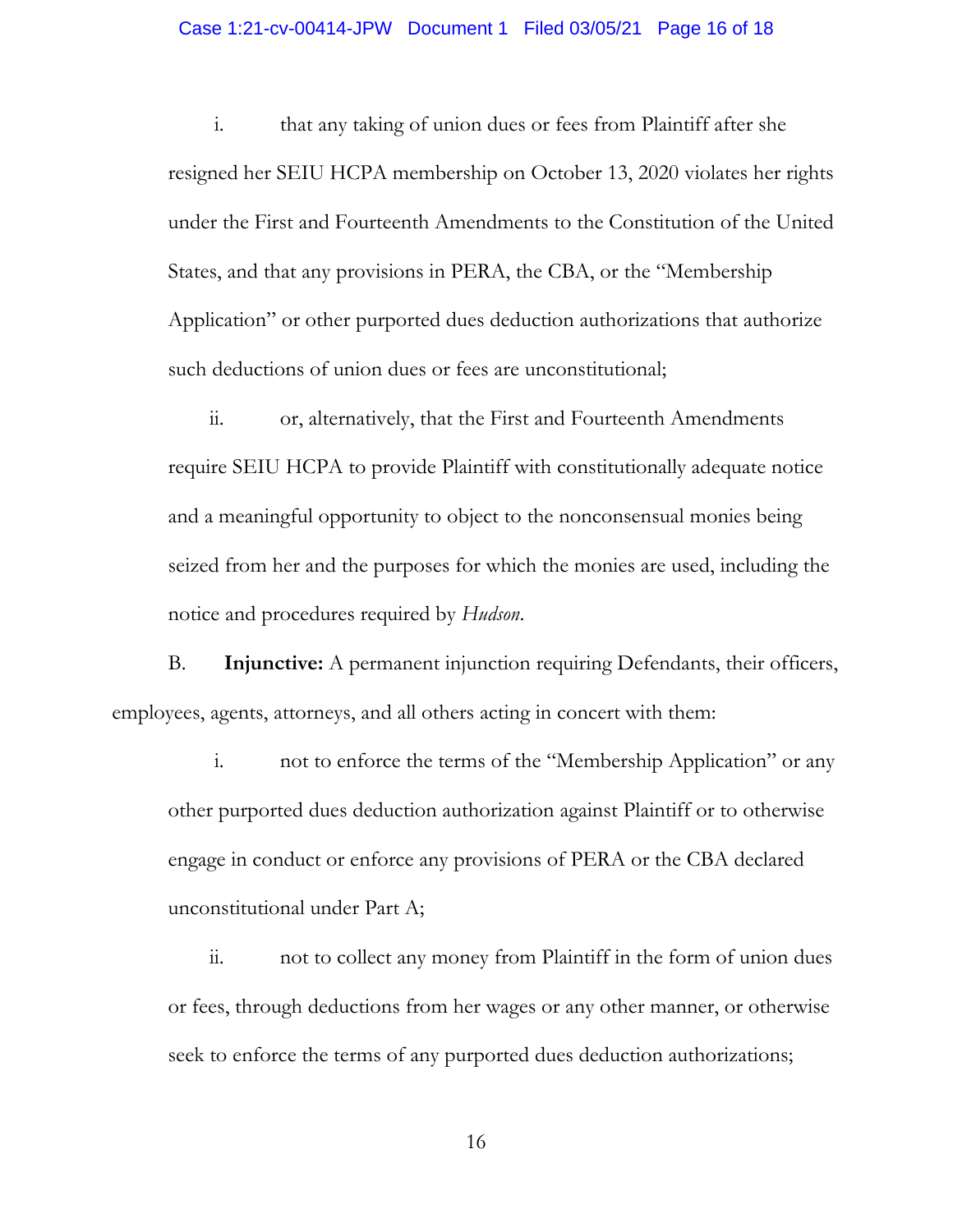i. that any taking of union dues or fees from Plaintiff after she resigned her SEIU HCPA membership on October 13, 2020 violates her rights under the First and Fourteenth Amendments to the Constitution of the United States, and that any provisions in PERA, the CBA, or the "Membership Application" or other purported dues deduction authorizations that authorize such deductions of union dues or fees are unconstitutional;

ii. or, alternatively, that the First and Fourteenth Amendments require SEIU HCPA to provide Plaintiff with constitutionally adequate notice and a meaningful opportunity to object to the nonconsensual monies being seized from her and the purposes for which the monies are used, including the notice and procedures required by *Hudson*.

B. **Injunctive:** A permanent injunction requiring Defendants, their officers, employees, agents, attorneys, and all others acting in concert with them:

i. not to enforce the terms of the "Membership Application" or any other purported dues deduction authorization against Plaintiff or to otherwise engage in conduct or enforce any provisions of PERA or the CBA declared unconstitutional under Part A;

ii. not to collect any money from Plaintiff in the form of union dues or fees, through deductions from her wages or any other manner, or otherwise seek to enforce the terms of any purported dues deduction authorizations;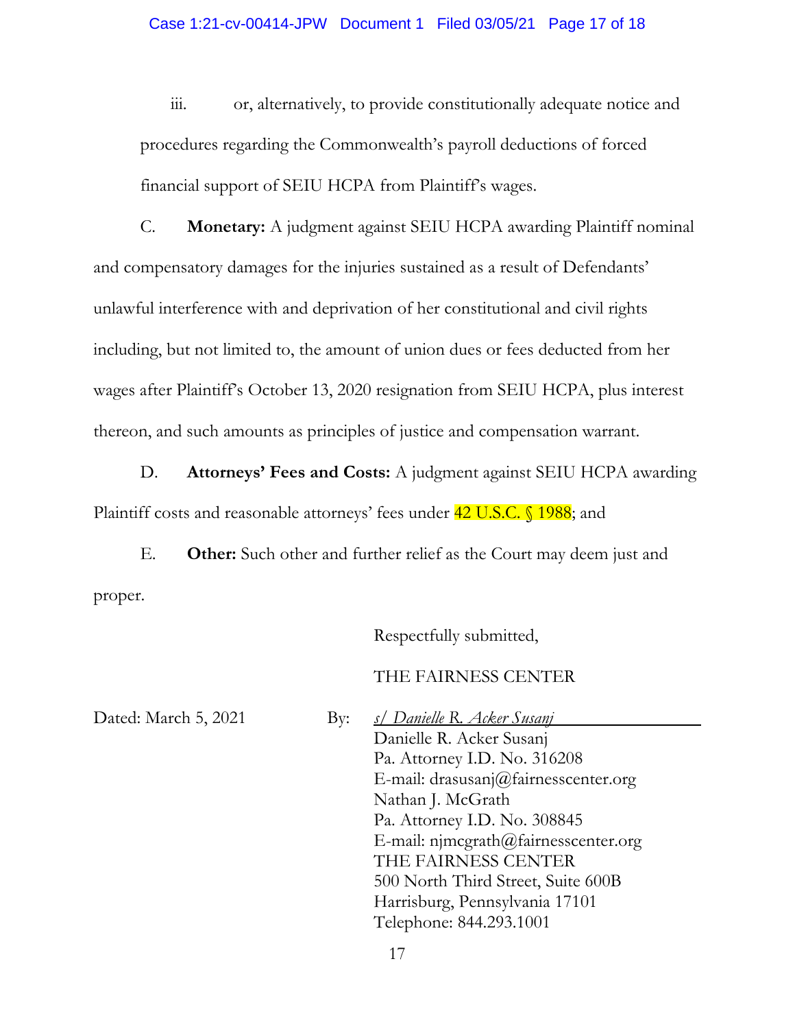iii. or, alternatively, to provide constitutionally adequate notice and procedures regarding the Commonwealth's payroll deductions of forced financial support of SEIU HCPA from Plaintiff's wages.

C. **Monetary:** A judgment against SEIU HCPA awarding Plaintiff nominal and compensatory damages for the injuries sustained as a result of Defendants' unlawful interference with and deprivation of her constitutional and civil rights including, but not limited to, the amount of union dues or fees deducted from her wages after Plaintiff's October 13, 2020 resignation from SEIU HCPA, plus interest thereon, and such amounts as principles of justice and compensation warrant.

D. **Attorneys' Fees and Costs:** A judgment against SEIU HCPA awarding Plaintiff costs and reasonable attorneys' fees under 42 U.S.C. § 1988; and

E. **Other:** Such other and further relief as the Court may deem just and proper.

Respectfully submitted,

THE FAIRNESS CENTER

Dated: March 5, 2021

By: *s/ Danielle R. Acker Susanj*
Danielle R. Acker Susanj
Pa. Attorney I.D. No. 316208
E-mail: drasusanj@fairnesscenter.org
Nathan J. McGrath
Pa. Attorney I.D. No. 308845
E-mail: njmcgrath@fairnesscenter.org
THE FAIRNESS CENTER
500 North Third Street, Suite 600B
Harrisburg, Pennsylvania 17101
Telephone: 844.293.1001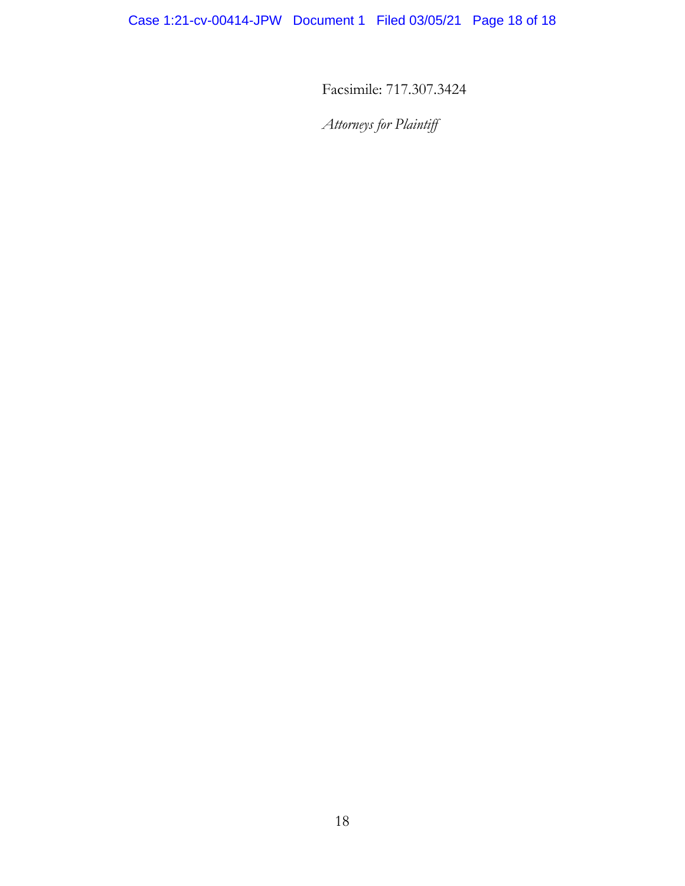Facsimile: 717.307.3424

*Attorneys for Plaintiff*